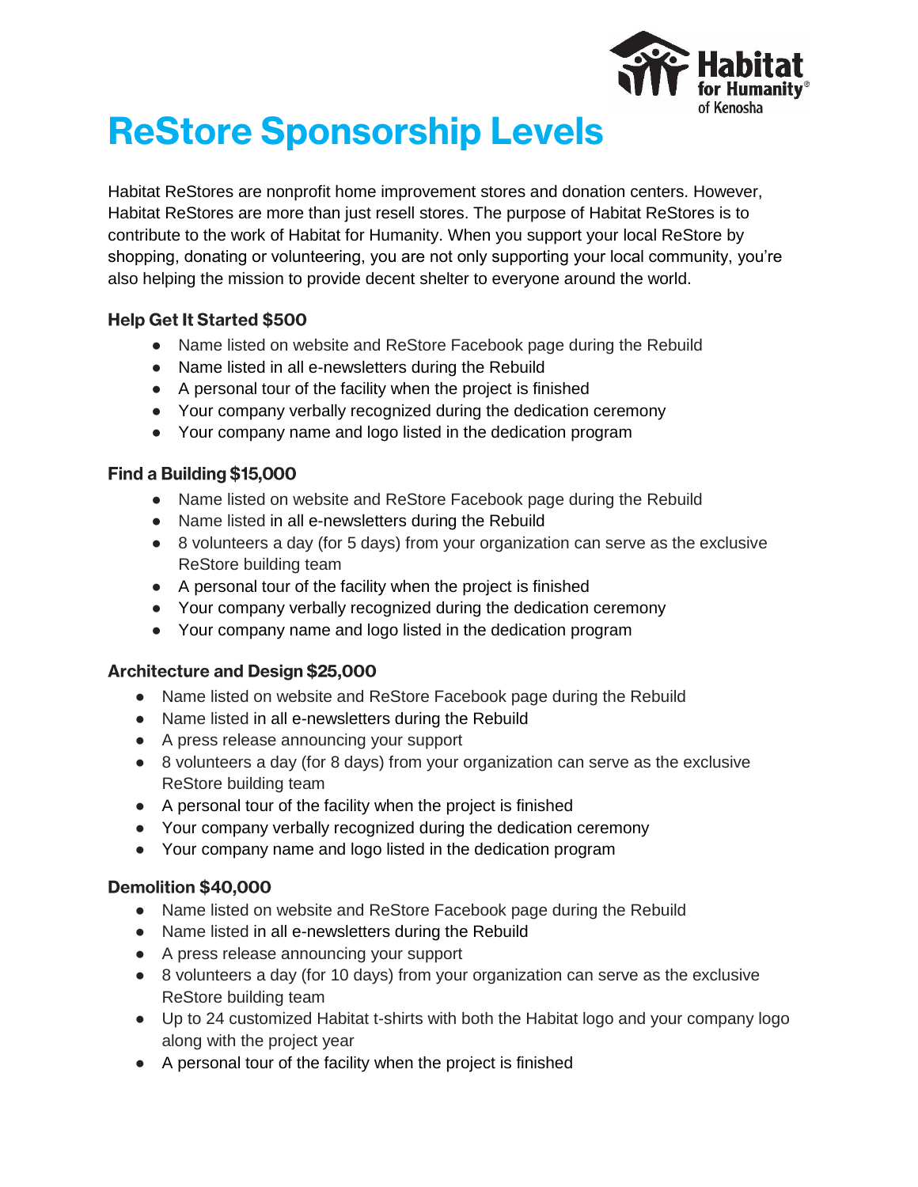# ReStore Sponsorship Levels

Habitat ReStores are nonprofit home improvement stores and donation centers. However, Habitat ReStores are more than just resell stores. The purpose of Habitat ReStores is to contribute to the work of Habitat for Humanity. When you support your local ReStore by shopping, donating or volunteering, you are not only supporting your local community, you're also helping the mission to provide decent shelter to everyone around the world.

### Help Get It Started $500

- Name listed on website and ReStore Facebook page during the Rebuild
- Name listed in all e-newsletters during the Rebuild
- A personal tour of the facility when the project is finished
- Your company verbally recognized during the dedication ceremony
- Your company name and logo listed in the dedication program

### Find a Building $15,000

- Name listed on website and ReStore Facebook page during the Rebuild
- Name listed in all e-newsletters during the Rebuild
- 8 volunteers a day (for 5 days) from your organization can serve as the exclusive ReStore building team
- A personal tour of the facility when the project is finished
- Your company verbally recognized during the dedication ceremony
- Your company name and logo listed in the dedication program

### Architecture and Design $25,000

- Name listed on website and ReStore Facebook page during the Rebuild
- Name listed in all e-newsletters during the Rebuild
- A press release announcing your support
- 8 volunteers a day (for 8 days) from your organization can serve as the exclusive ReStore building team
- A personal tour of the facility when the project is finished
- Your company verbally recognized during the dedication ceremony
- Your company name and logo listed in the dedication program

### Demolition $40,000

- Name listed on website and ReStore Facebook page during the Rebuild
- Name listed in all e-newsletters during the Rebuild
- A press release announcing your support
- 8 volunteers a day (for 10 days) from your organization can serve as the exclusive ReStore building team
- Up to 24 customized Habitat t-shirts with both the Habitat logo and your company logo along with the project year
- A personal tour of the facility when the project is finished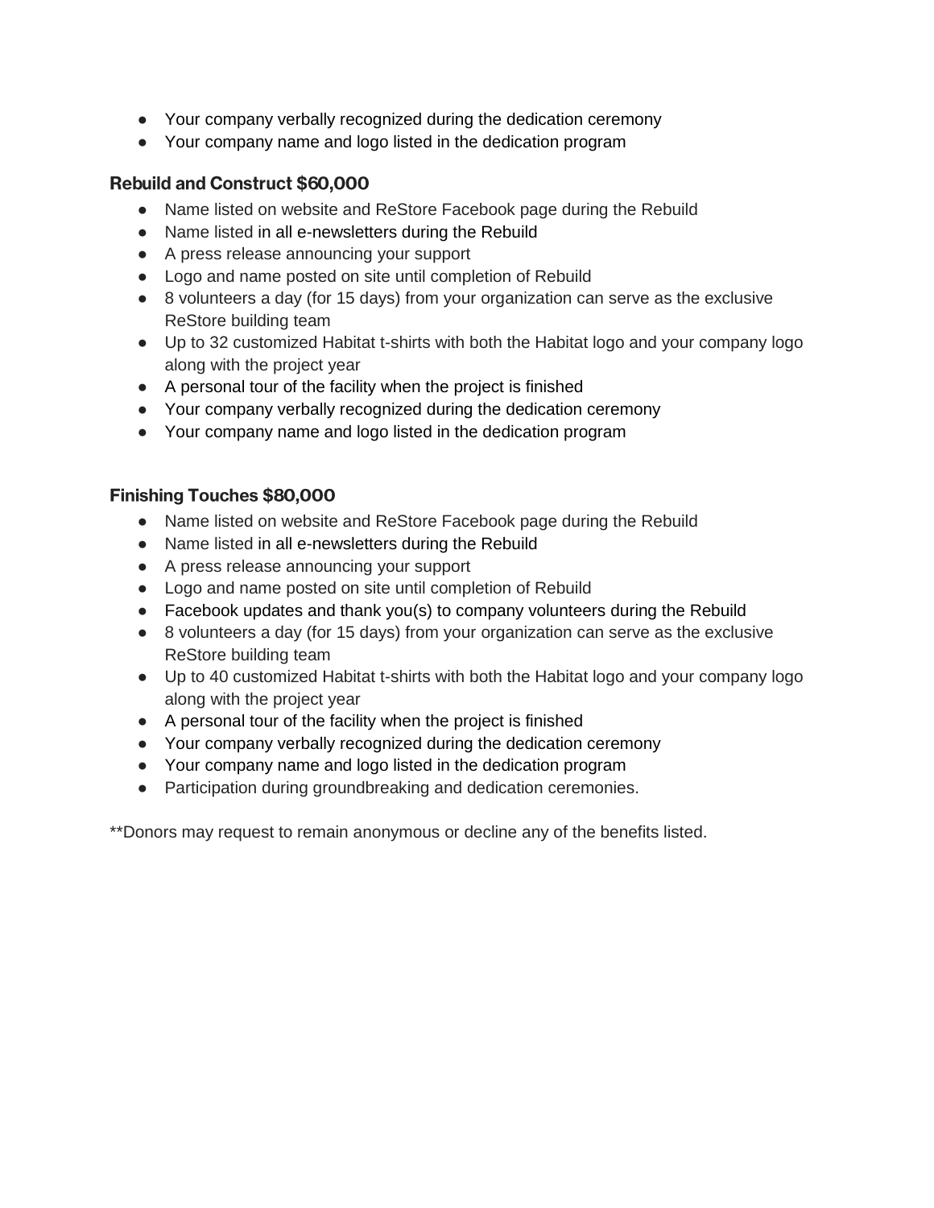- Your company verbally recognized during the dedication ceremony
- Your company name and logo listed in the dedication program

### Rebuild and Construct $60,000

- Name listed on website and ReStore Facebook page during the Rebuild
- Name listed in all e-newsletters during the Rebuild
- A press release announcing your support
- Logo and name posted on site until completion of Rebuild
- 8 volunteers a day (for 15 days) from your organization can serve as the exclusive ReStore building team
- Up to 32 customized Habitat t-shirts with both the Habitat logo and your company logo along with the project year
- A personal tour of the facility when the project is finished
- Your company verbally recognized during the dedication ceremony
- Your company name and logo listed in the dedication program

### Finishing Touches $80,000

- Name listed on website and ReStore Facebook page during the Rebuild
- Name listed in all e-newsletters during the Rebuild
- A press release announcing your support
- Logo and name posted on site until completion of Rebuild
- Facebook updates and thank you(s) to company volunteers during the Rebuild
- 8 volunteers a day (for 15 days) from your organization can serve as the exclusive ReStore building team
- Up to 40 customized Habitat t-shirts with both the Habitat logo and your company logo along with the project year
- A personal tour of the facility when the project is finished
- Your company verbally recognized during the dedication ceremony
- Your company name and logo listed in the dedication program
- Participation during groundbreaking and dedication ceremonies.

**Donors may request to remain anonymous or decline any of the benefits listed.